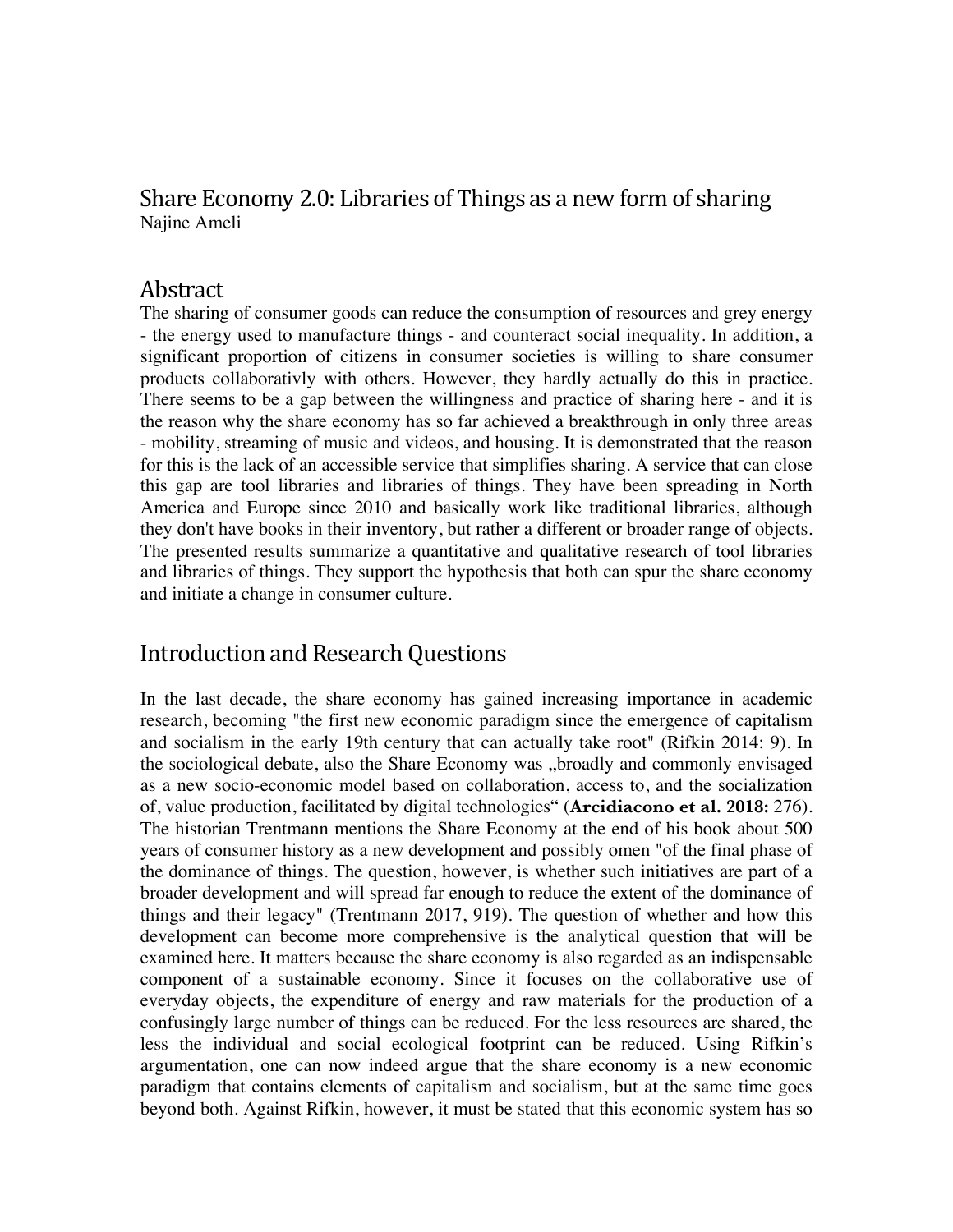# Share Economy 2.0: Libraries of Things as a new form of sharing

Najine Ameli

## Abstract

The sharing of consumer goods can reduce the consumption of resources and grey energy - the energy used to manufacture things - and counteract social inequality. In addition, a significant proportion of citizens in consumer societies is willing to share consumer products collaborativly with others. However, they hardly actually do this in practice. There seems to be a gap between the willingness and practice of sharing here - and it is the reason why the share economy has so far achieved a breakthrough in only three areas - mobility, streaming of music and videos, and housing. It is demonstrated that the reason for this is the lack of an accessible service that simplifies sharing. A service that can close this gap are tool libraries and libraries of things. They have been spreading in North America and Europe since 2010 and basically work like traditional libraries, although they don't have books in their inventory, but rather a different or broader range of objects. The presented results summarize a quantitative and qualitative research of tool libraries and libraries of things. They support the hypothesis that both can spur the share economy and initiate a change in consumer culture.

## Introduction and Research Questions

In the last decade, the share economy has gained increasing importance in academic research, becoming "the first new economic paradigm since the emergence of capitalism and socialism in the early 19th century that can actually take root" (Rifkin 2014: 9). In the sociological debate, also the Share Economy was „broadly and commonly envisaged as a new socio-economic model based on collaboration, access to, and the socialization of, value production, facilitated by digital technologies" (**Arcidiacono et al. 2018:** 276). The historian Trentmann mentions the Share Economy at the end of his book about 500 years of consumer history as a new development and possibly omen "of the final phase of the dominance of things. The question, however, is whether such initiatives are part of a broader development and will spread far enough to reduce the extent of the dominance of things and their legacy" (Trentmann 2017, 919). The question of whether and how this development can become more comprehensive is the analytical question that will be examined here. It matters because the share economy is also regarded as an indispensable component of a sustainable economy. Since it focuses on the collaborative use of everyday objects, the expenditure of energy and raw materials for the production of a confusingly large number of things can be reduced. For the less resources are shared, the less the individual and social ecological footprint can be reduced. Using Rifkin's argumentation, one can now indeed argue that the share economy is a new economic paradigm that contains elements of capitalism and socialism, but at the same time goes beyond both. Against Rifkin, however, it must be stated that this economic system has so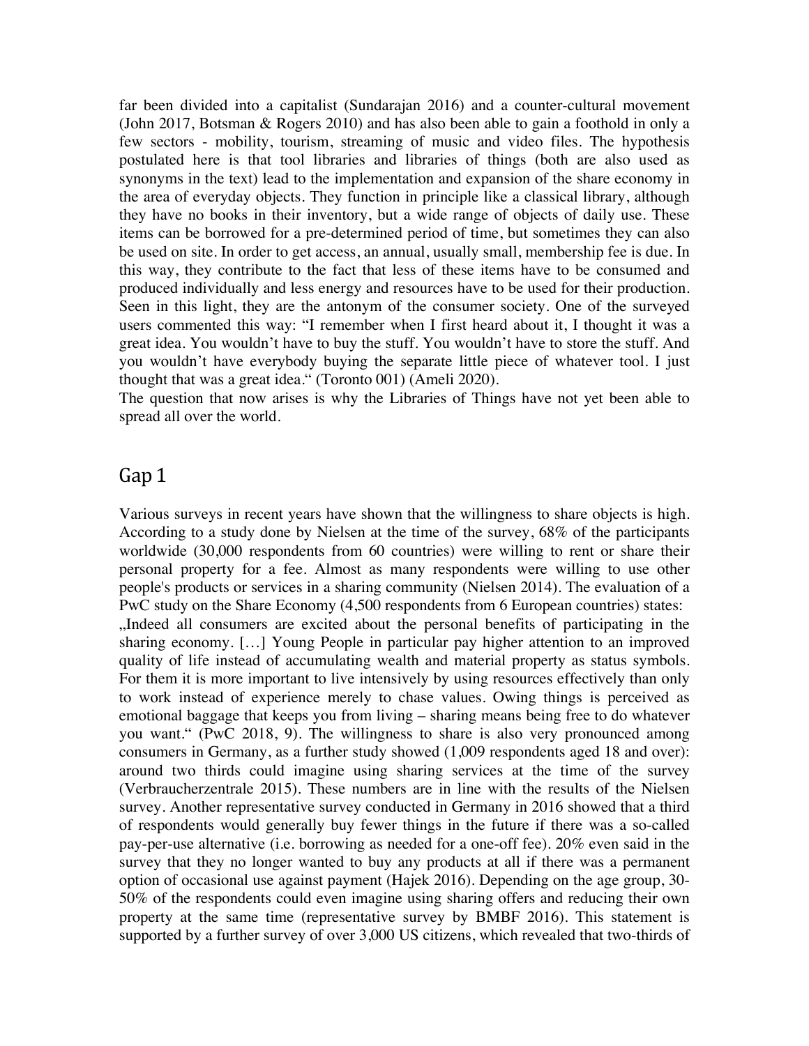far been divided into a capitalist (Sundarajan 2016) and a counter-cultural movement (John 2017, Botsman & Rogers 2010) and has also been able to gain a foothold in only a few sectors - mobility, tourism, streaming of music and video files. The hypothesis postulated here is that tool libraries and libraries of things (both are also used as synonyms in the text) lead to the implementation and expansion of the share economy in the area of everyday objects. They function in principle like a classical library, although they have no books in their inventory, but a wide range of objects of daily use. These items can be borrowed for a pre-determined period of time, but sometimes they can also be used on site. In order to get access, an annual, usually small, membership fee is due. In this way, they contribute to the fact that less of these items have to be consumed and produced individually and less energy and resources have to be used for their production. Seen in this light, they are the antonym of the consumer society. One of the surveyed users commented this way: "I remember when I first heard about it, I thought it was a great idea. You wouldn't have to buy the stuff. You wouldn't have to store the stuff. And you wouldn't have everybody buying the separate little piece of whatever tool. I just thought that was a great idea." (Toronto 001) (Ameli 2020).

The question that now arises is why the Libraries of Things have not yet been able to spread all over the world.

## Gap 1

Various surveys in recent years have shown that the willingness to share objects is high. According to a study done by Nielsen at the time of the survey, 68% of the participants worldwide (30,000 respondents from 60 countries) were willing to rent or share their personal property for a fee. Almost as many respondents were willing to use other people's products or services in a sharing community (Nielsen 2014). The evaluation of a PwC study on the Share Economy (4,500 respondents from 6 European countries) states: „Indeed all consumers are excited about the personal benefits of participating in the sharing economy. […] Young People in particular pay higher attention to an improved quality of life instead of accumulating wealth and material property as status symbols. For them it is more important to live intensively by using resources effectively than only to work instead of experience merely to chase values. Owing things is perceived as emotional baggage that keeps you from living – sharing means being free to do whatever you want." (PwC 2018, 9). The willingness to share is also very pronounced among consumers in Germany, as a further study showed (1,009 respondents aged 18 and over): around two thirds could imagine using sharing services at the time of the survey (Verbraucherzentrale 2015). These numbers are in line with the results of the Nielsen survey. Another representative survey conducted in Germany in 2016 showed that a third of respondents would generally buy fewer things in the future if there was a so-called pay-per-use alternative (i.e. borrowing as needed for a one-off fee). 20% even said in the survey that they no longer wanted to buy any products at all if there was a permanent option of occasional use against payment (Hajek 2016). Depending on the age group, 30-50% of the respondents could even imagine using sharing offers and reducing their own property at the same time (representative survey by BMBF 2016). This statement is supported by a further survey of over 3,000 US citizens, which revealed that two-thirds of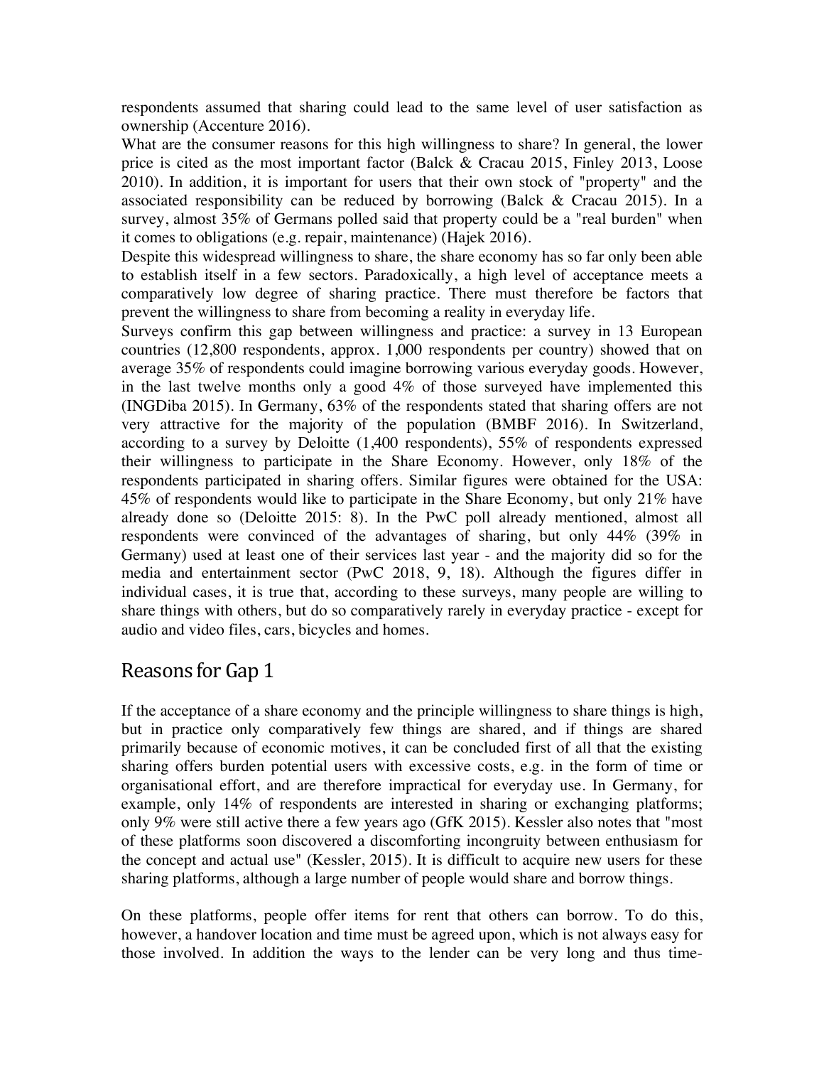respondents assumed that sharing could lead to the same level of user satisfaction as ownership (Accenture 2016).

What are the consumer reasons for this high willingness to share? In general, the lower price is cited as the most important factor (Balck & Cracau 2015, Finley 2013, Loose 2010). In addition, it is important for users that their own stock of "property" and the associated responsibility can be reduced by borrowing (Balck & Cracau 2015). In a survey, almost 35% of Germans polled said that property could be a "real burden" when it comes to obligations (e.g. repair, maintenance) (Hajek 2016).

Despite this widespread willingness to share, the share economy has so far only been able to establish itself in a few sectors. Paradoxically, a high level of acceptance meets a comparatively low degree of sharing practice. There must therefore be factors that prevent the willingness to share from becoming a reality in everyday life.

Surveys confirm this gap between willingness and practice: a survey in 13 European countries (12,800 respondents, approx. 1,000 respondents per country) showed that on average 35% of respondents could imagine borrowing various everyday goods. However, in the last twelve months only a good 4% of those surveyed have implemented this (INGDiba 2015). In Germany, 63% of the respondents stated that sharing offers are not very attractive for the majority of the population (BMBF 2016). In Switzerland, according to a survey by Deloitte (1,400 respondents), 55% of respondents expressed their willingness to participate in the Share Economy. However, only 18% of the respondents participated in sharing offers. Similar figures were obtained for the USA: 45% of respondents would like to participate in the Share Economy, but only 21% have already done so (Deloitte 2015: 8). In the PwC poll already mentioned, almost all respondents were convinced of the advantages of sharing, but only 44% (39% in Germany) used at least one of their services last year - and the majority did so for the media and entertainment sector (PwC 2018, 9, 18). Although the figures differ in individual cases, it is true that, according to these surveys, many people are willing to share things with others, but do so comparatively rarely in everyday practice - except for audio and video files, cars, bicycles and homes.

## Reasons for Gap 1

If the acceptance of a share economy and the principle willingness to share things is high, but in practice only comparatively few things are shared, and if things are shared primarily because of economic motives, it can be concluded first of all that the existing sharing offers burden potential users with excessive costs, e.g. in the form of time or organisational effort, and are therefore impractical for everyday use. In Germany, for example, only 14% of respondents are interested in sharing or exchanging platforms; only 9% were still active there a few years ago (GfK 2015). Kessler also notes that "most of these platforms soon discovered a discomforting incongruity between enthusiasm for the concept and actual use" (Kessler, 2015). It is difficult to acquire new users for these sharing platforms, although a large number of people would share and borrow things.

On these platforms, people offer items for rent that others can borrow. To do this, however, a handover location and time must be agreed upon, which is not always easy for those involved. In addition the ways to the lender can be very long and thus time-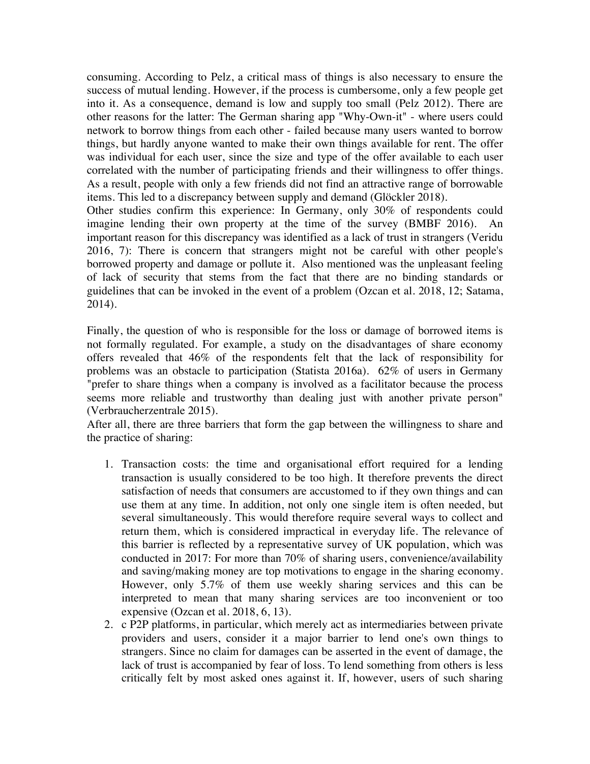consuming. According to Pelz, a critical mass of things is also necessary to ensure the success of mutual lending. However, if the process is cumbersome, only a few people get into it. As a consequence, demand is low and supply too small (Pelz 2012). There are other reasons for the latter: The German sharing app "Why-Own-it" - where users could network to borrow things from each other - failed because many users wanted to borrow things, but hardly anyone wanted to make their own things available for rent. The offer was individual for each user, since the size and type of the offer available to each user correlated with the number of participating friends and their willingness to offer things. As a result, people with only a few friends did not find an attractive range of borrowable items. This led to a discrepancy between supply and demand (Glöckler 2018).
Other studies confirm this experience: In Germany, only 30% of respondents could imagine lending their own property at the time of the survey (BMBF 2016). An important reason for this discrepancy was identified as a lack of trust in strangers (Veridu 2016, 7): There is concern that strangers might not be careful with other people's borrowed property and damage or pollute it. Also mentioned was the unpleasant feeling of lack of security that stems from the fact that there are no binding standards or guidelines that can be invoked in the event of a problem (Ozcan et al. 2018, 12; Satama, 2014).

Finally, the question of who is responsible for the loss or damage of borrowed items is not formally regulated. For example, a study on the disadvantages of share economy offers revealed that 46% of the respondents felt that the lack of responsibility for problems was an obstacle to participation (Statista 2016a). 62% of users in Germany "prefer to share things when a company is involved as a facilitator because the process seems more reliable and trustworthy than dealing just with another private person" (Verbraucherzentrale 2015).
After all, there are three barriers that form the gap between the willingness to share and the practice of sharing:

1. Transaction costs: the time and organisational effort required for a lending transaction is usually considered to be too high. It therefore prevents the direct satisfaction of needs that consumers are accustomed to if they own things and can use them at any time. In addition, not only one single item is often needed, but several simultaneously. This would therefore require several ways to collect and return them, which is considered impractical in everyday life. The relevance of this barrier is reflected by a representative survey of UK population, which was conducted in 2017: For more than 70% of sharing users, convenience/availability and saving/making money are top motivations to engage in the sharing economy. However, only 5.7% of them use weekly sharing services and this can be interpreted to mean that many sharing services are too inconvenient or too expensive (Ozcan et al. 2018, 6, 13).
2. c P2P platforms, in particular, which merely act as intermediaries between private providers and users, consider it a major barrier to lend one's own things to strangers. Since no claim for damages can be asserted in the event of damage, the lack of trust is accompanied by fear of loss. To lend something from others is less critically felt by most asked ones against it. If, however, users of such sharing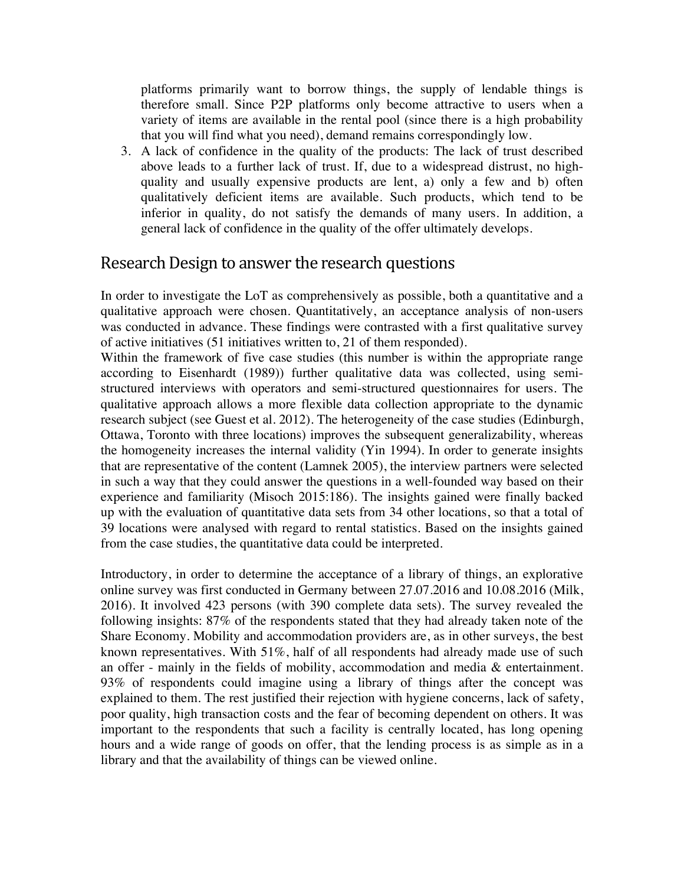platforms primarily want to borrow things, the supply of lendable things is therefore small. Since P2P platforms only become attractive to users when a variety of items are available in the rental pool (since there is a high probability that you will find what you need), demand remains correspondingly low.

3. A lack of confidence in the quality of the products: The lack of trust described above leads to a further lack of trust. If, due to a widespread distrust, no high-quality and usually expensive products are lent, a) only a few and b) often qualitatively deficient items are available. Such products, which tend to be inferior in quality, do not satisfy the demands of many users. In addition, a general lack of confidence in the quality of the offer ultimately develops.

## Research Design to answer the research questions

In order to investigate the LoT as comprehensively as possible, both a quantitative and a qualitative approach were chosen. Quantitatively, an acceptance analysis of non-users was conducted in advance. These findings were contrasted with a first qualitative survey of active initiatives (51 initiatives written to, 21 of them responded).
Within the framework of five case studies (this number is within the appropriate range according to Eisenhardt (1989)) further qualitative data was collected, using semi-structured interviews with operators and semi-structured questionnaires for users. The qualitative approach allows a more flexible data collection appropriate to the dynamic research subject (see Guest et al. 2012). The heterogeneity of the case studies (Edinburgh, Ottawa, Toronto with three locations) improves the subsequent generalizability, whereas the homogeneity increases the internal validity (Yin 1994). In order to generate insights that are representative of the content (Lamnek 2005), the interview partners were selected in such a way that they could answer the questions in a well-founded way based on their experience and familiarity (Misoch 2015:186). The insights gained were finally backed up with the evaluation of quantitative data sets from 34 other locations, so that a total of 39 locations were analysed with regard to rental statistics. Based on the insights gained from the case studies, the quantitative data could be interpreted.

Introductory, in order to determine the acceptance of a library of things, an explorative online survey was first conducted in Germany between 27.07.2016 and 10.08.2016 (Milk, 2016). It involved 423 persons (with 390 complete data sets). The survey revealed the following insights: 87% of the respondents stated that they had already taken note of the Share Economy. Mobility and accommodation providers are, as in other surveys, the best known representatives. With 51%, half of all respondents had already made use of such an offer - mainly in the fields of mobility, accommodation and media & entertainment. 93% of respondents could imagine using a library of things after the concept was explained to them. The rest justified their rejection with hygiene concerns, lack of safety, poor quality, high transaction costs and the fear of becoming dependent on others. It was important to the respondents that such a facility is centrally located, has long opening hours and a wide range of goods on offer, that the lending process is as simple as in a library and that the availability of things can be viewed online.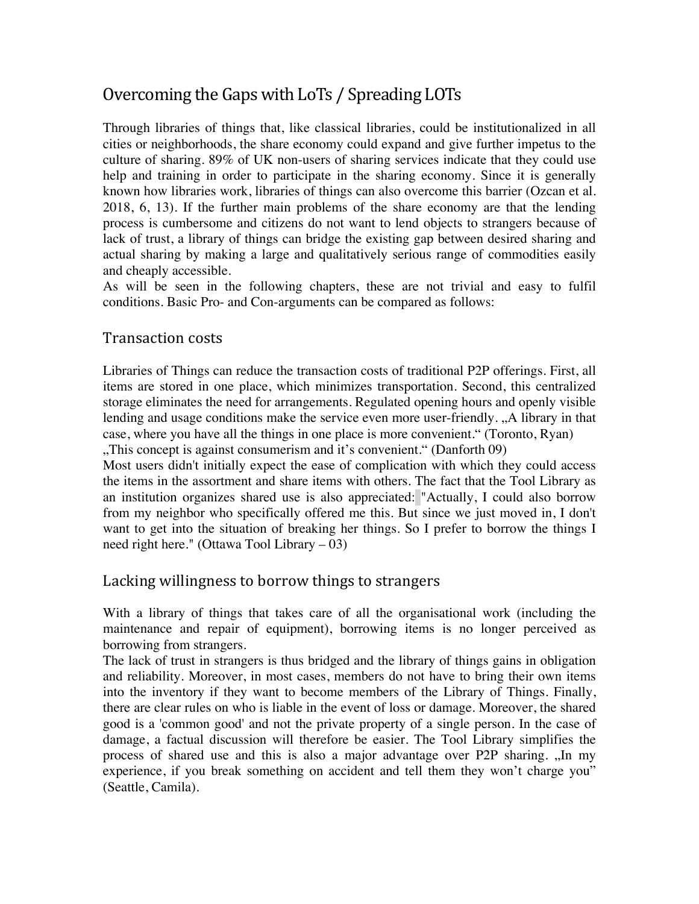## Overcoming the Gaps with LoTs / Spreading LOTs

Through libraries of things that, like classical libraries, could be institutionalized in all cities or neighborhoods, the share economy could expand and give further impetus to the culture of sharing. 89% of UK non-users of sharing services indicate that they could use help and training in order to participate in the sharing economy. Since it is generally known how libraries work, libraries of things can also overcome this barrier (Ozcan et al. 2018, 6, 13). If the further main problems of the share economy are that the lending process is cumbersome and citizens do not want to lend objects to strangers because of lack of trust, a library of things can bridge the existing gap between desired sharing and actual sharing by making a large and qualitatively serious range of commodities easily and cheaply accessible.

As will be seen in the following chapters, these are not trivial and easy to fulfil conditions. Basic Pro- and Con-arguments can be compared as follows:

### Transaction costs

Libraries of Things can reduce the transaction costs of traditional P2P offerings. First, all items are stored in one place, which minimizes transportation. Second, this centralized storage eliminates the need for arrangements. Regulated opening hours and openly visible lending and usage conditions make the service even more user-friendly. „A library in that case, where you have all the things in one place is more convenient." (Toronto, Ryan)

„This concept is against consumerism and it's convenient." (Danforth 09)

Most users didn't initially expect the ease of complication with which they could access the items in the assortment and share items with others. The fact that the Tool Library as an institution organizes shared use is also appreciated: "Actually, I could also borrow from my neighbor who specifically offered me this. But since we just moved in, I don't want to get into the situation of breaking her things. So I prefer to borrow the things I need right here." (Ottawa Tool Library – 03)

### Lacking willingness to borrow things to strangers

With a library of things that takes care of all the organisational work (including the maintenance and repair of equipment), borrowing items is no longer perceived as borrowing from strangers.

The lack of trust in strangers is thus bridged and the library of things gains in obligation and reliability. Moreover, in most cases, members do not have to bring their own items into the inventory if they want to become members of the Library of Things. Finally, there are clear rules on who is liable in the event of loss or damage. Moreover, the shared good is a 'common good' and not the private property of a single person. In the case of damage, a factual discussion will therefore be easier. The Tool Library simplifies the process of shared use and this is also a major advantage over P2P sharing. „In my experience, if you break something on accident and tell them they won't charge you" (Seattle, Camila).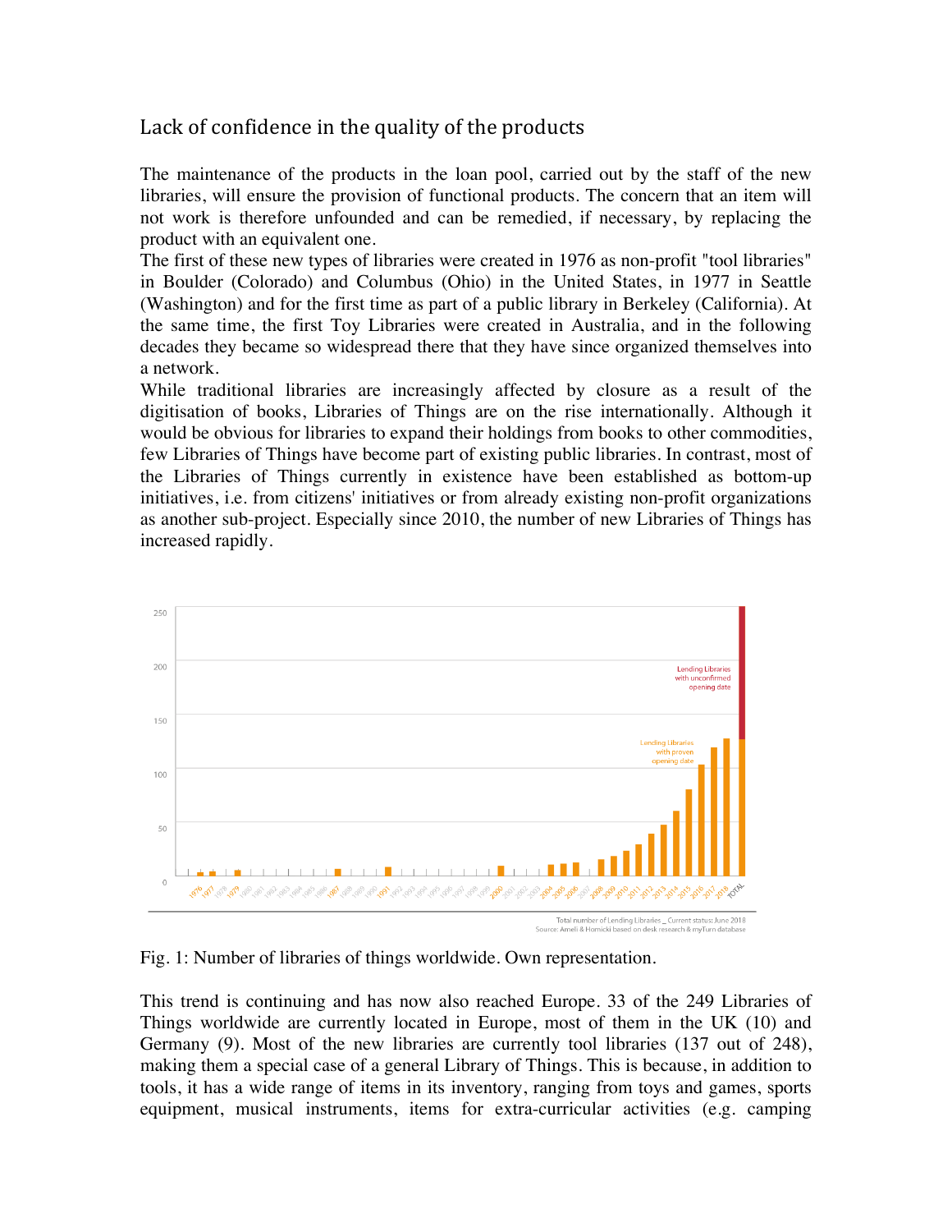## Lack of confidence in the quality of the products

The maintenance of the products in the loan pool, carried out by the staff of the new libraries, will ensure the provision of functional products. The concern that an item will not work is therefore unfounded and can be remedied, if necessary, by replacing the product with an equivalent one.

The first of these new types of libraries were created in 1976 as non-profit "tool libraries" in Boulder (Colorado) and Columbus (Ohio) in the United States, in 1977 in Seattle (Washington) and for the first time as part of a public library in Berkeley (California). At the same time, the first Toy Libraries were created in Australia, and in the following decades they became so widespread there that they have since organized themselves into a network.

While traditional libraries are increasingly affected by closure as a result of the digitisation of books, Libraries of Things are on the rise internationally. Although it would be obvious for libraries to expand their holdings from books to other commodities, few Libraries of Things have become part of existing public libraries. In contrast, most of the Libraries of Things currently in existence have been established as bottom-up initiatives, i.e. from citizens' initiatives or from already existing non-profit organizations as another sub-project. Especially since 2010, the number of new Libraries of Things has increased rapidly.

Fig. 1: Number of libraries of things worldwide. Own representation.

This trend is continuing and has now also reached Europe. 33 of the 249 Libraries of Things worldwide are currently located in Europe, most of them in the UK (10) and Germany (9). Most of the new libraries are currently tool libraries (137 out of 248), making them a special case of a general Library of Things. This is because, in addition to tools, it has a wide range of items in its inventory, ranging from toys and games, sports equipment, musical instruments, items for extra-curricular activities (e.g. camping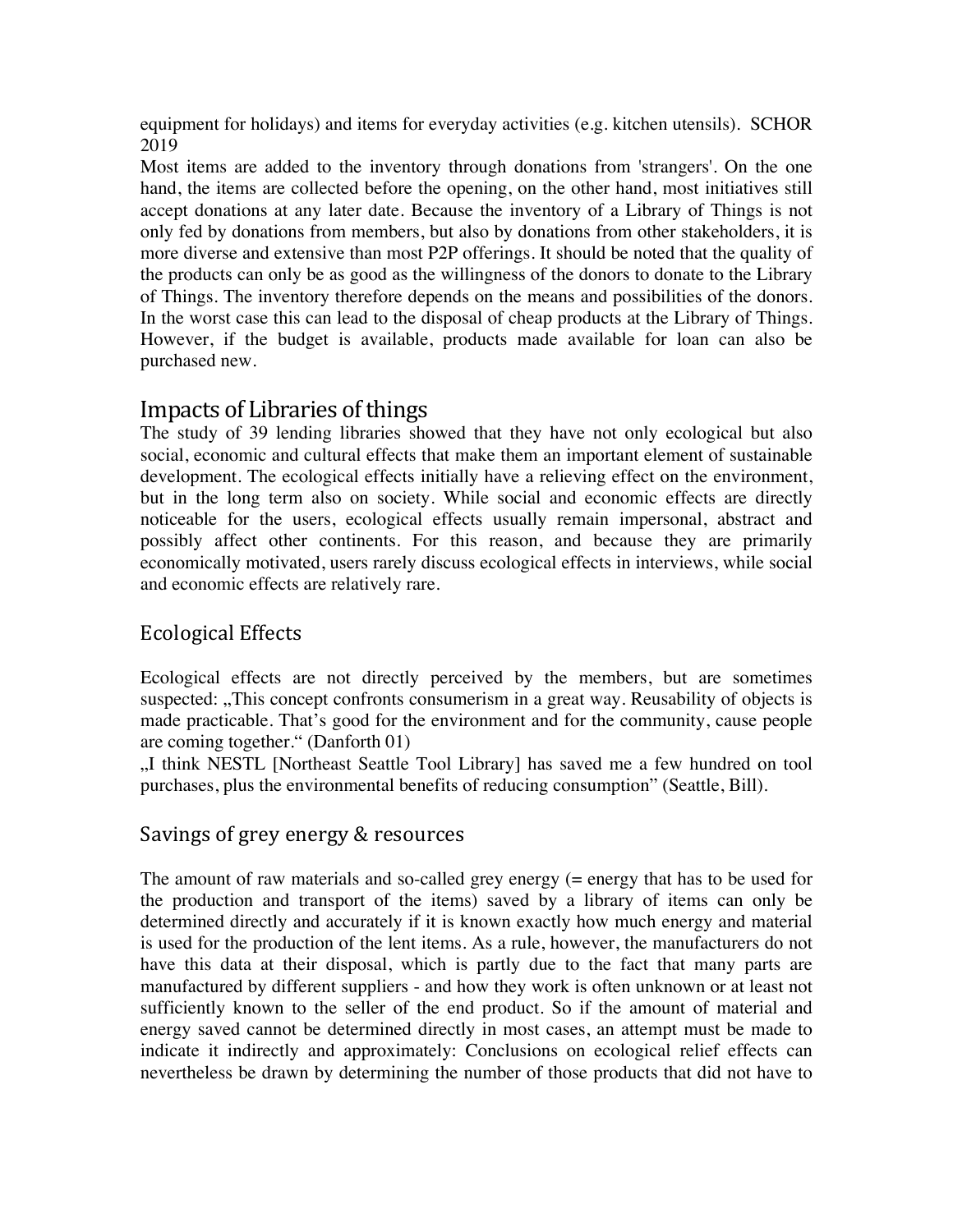equipment for holidays) and items for everyday activities (e.g. kitchen utensils). SCHOR 2019

Most items are added to the inventory through donations from 'strangers'. On the one hand, the items are collected before the opening, on the other hand, most initiatives still accept donations at any later date. Because the inventory of a Library of Things is not only fed by donations from members, but also by donations from other stakeholders, it is more diverse and extensive than most P2P offerings. It should be noted that the quality of the products can only be as good as the willingness of the donors to donate to the Library of Things. The inventory therefore depends on the means and possibilities of the donors. In the worst case this can lead to the disposal of cheap products at the Library of Things. However, if the budget is available, products made available for loan can also be purchased new.

## Impacts of Libraries of things

The study of 39 lending libraries showed that they have not only ecological but also social, economic and cultural effects that make them an important element of sustainable development. The ecological effects initially have a relieving effect on the environment, but in the long term also on society. While social and economic effects are directly noticeable for the users, ecological effects usually remain impersonal, abstract and possibly affect other continents. For this reason, and because they are primarily economically motivated, users rarely discuss ecological effects in interviews, while social and economic effects are relatively rare.

### Ecological Effects

Ecological effects are not directly perceived by the members, but are sometimes suspected: „This concept confronts consumerism in a great way. Reusability of objects is made practicable. That's good for the environment and for the community, cause people are coming together." (Danforth 01)

„I think NESTL [Northeast Seattle Tool Library] has saved me a few hundred on tool purchases, plus the environmental benefits of reducing consumption" (Seattle, Bill).

### Savings of grey energy & resources

The amount of raw materials and so-called grey energy (= energy that has to be used for the production and transport of the items) saved by a library of items can only be determined directly and accurately if it is known exactly how much energy and material is used for the production of the lent items. As a rule, however, the manufacturers do not have this data at their disposal, which is partly due to the fact that many parts are manufactured by different suppliers - and how they work is often unknown or at least not sufficiently known to the seller of the end product. So if the amount of material and energy saved cannot be determined directly in most cases, an attempt must be made to indicate it indirectly and approximately: Conclusions on ecological relief effects can nevertheless be drawn by determining the number of those products that did not have to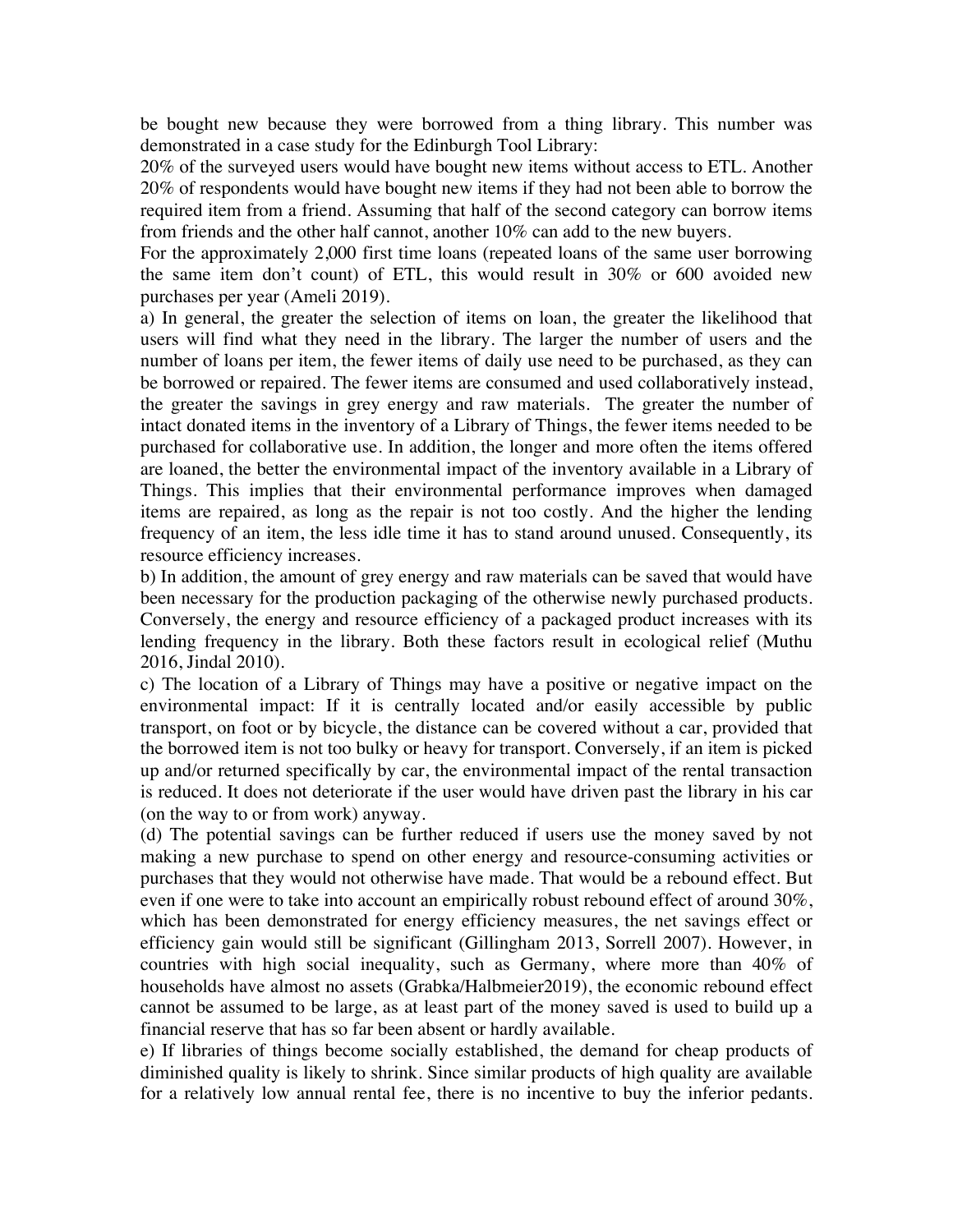be bought new because they were borrowed from a thing library. This number was demonstrated in a case study for the Edinburgh Tool Library:

20% of the surveyed users would have bought new items without access to ETL. Another 20% of respondents would have bought new items if they had not been able to borrow the required item from a friend. Assuming that half of the second category can borrow items from friends and the other half cannot, another 10% can add to the new buyers.

For the approximately 2,000 first time loans (repeated loans of the same user borrowing the same item don't count) of ETL, this would result in 30% or 600 avoided new purchases per year (Ameli 2019).

a) In general, the greater the selection of items on loan, the greater the likelihood that users will find what they need in the library. The larger the number of users and the number of loans per item, the fewer items of daily use need to be purchased, as they can be borrowed or repaired. The fewer items are consumed and used collaboratively instead, the greater the savings in grey energy and raw materials. The greater the number of intact donated items in the inventory of a Library of Things, the fewer items needed to be purchased for collaborative use. In addition, the longer and more often the items offered are loaned, the better the environmental impact of the inventory available in a Library of Things. This implies that their environmental performance improves when damaged items are repaired, as long as the repair is not too costly. And the higher the lending frequency of an item, the less idle time it has to stand around unused. Consequently, its resource efficiency increases.

b) In addition, the amount of grey energy and raw materials can be saved that would have been necessary for the production packaging of the otherwise newly purchased products. Conversely, the energy and resource efficiency of a packaged product increases with its lending frequency in the library. Both these factors result in ecological relief (Muthu 2016, Jindal 2010).

c) The location of a Library of Things may have a positive or negative impact on the environmental impact: If it is centrally located and/or easily accessible by public transport, on foot or by bicycle, the distance can be covered without a car, provided that the borrowed item is not too bulky or heavy for transport. Conversely, if an item is picked up and/or returned specifically by car, the environmental impact of the rental transaction is reduced. It does not deteriorate if the user would have driven past the library in his car (on the way to or from work) anyway.

(d) The potential savings can be further reduced if users use the money saved by not making a new purchase to spend on other energy and resource-consuming activities or purchases that they would not otherwise have made. That would be a rebound effect. But even if one were to take into account an empirically robust rebound effect of around 30%, which has been demonstrated for energy efficiency measures, the net savings effect or efficiency gain would still be significant (Gillingham 2013, Sorrell 2007). However, in countries with high social inequality, such as Germany, where more than 40% of households have almost no assets (Grabka/Halbmeier2019), the economic rebound effect cannot be assumed to be large, as at least part of the money saved is used to build up a financial reserve that has so far been absent or hardly available.

e) If libraries of things become socially established, the demand for cheap products of diminished quality is likely to shrink. Since similar products of high quality are available for a relatively low annual rental fee, there is no incentive to buy the inferior pedants.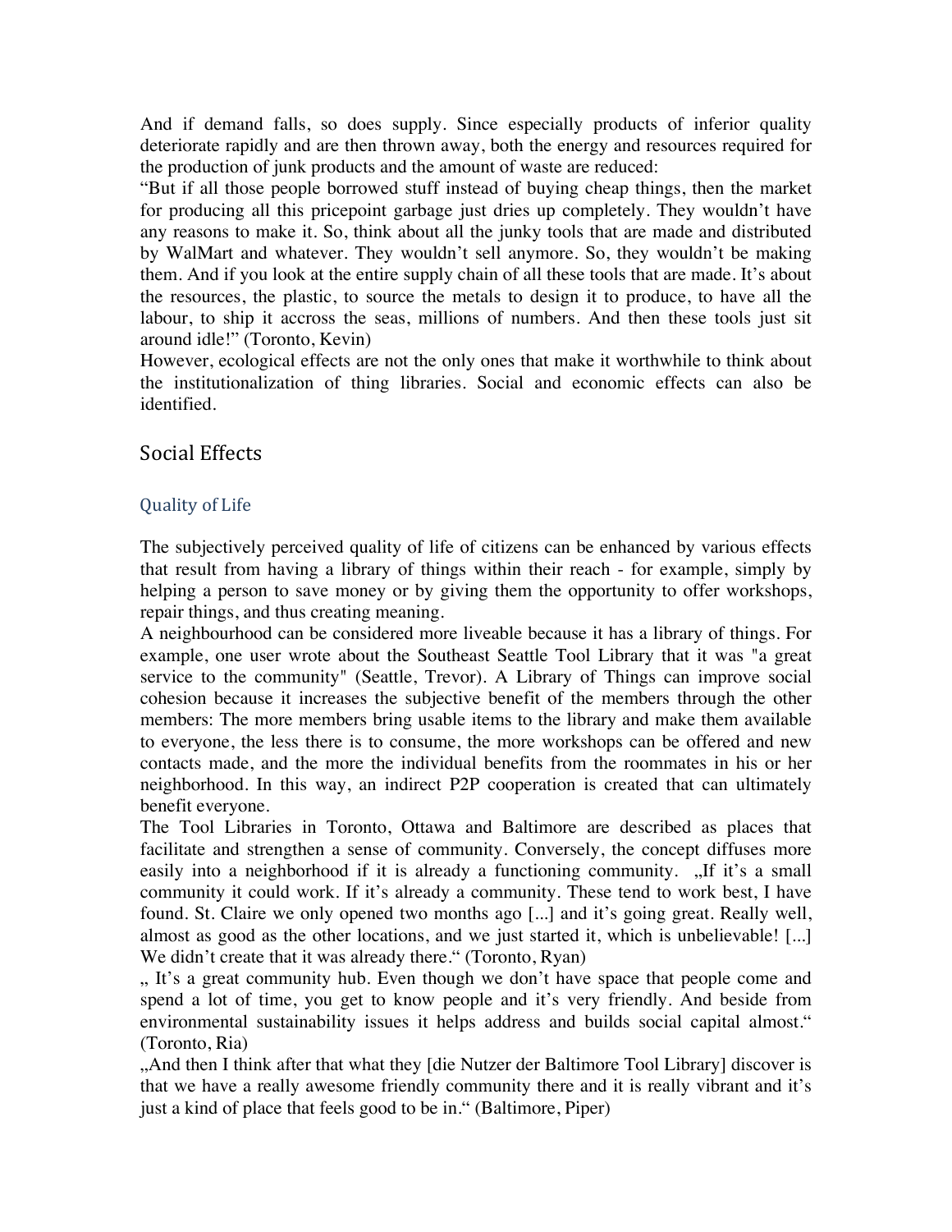And if demand falls, so does supply. Since especially products of inferior quality deteriorate rapidly and are then thrown away, both the energy and resources required for the production of junk products and the amount of waste are reduced:

"But if all those people borrowed stuff instead of buying cheap things, then the market for producing all this pricepoint garbage just dries up completely. They wouldn't have any reasons to make it. So, think about all the junky tools that are made and distributed by WalMart and whatever. They wouldn't sell anymore. So, they wouldn't be making them. And if you look at the entire supply chain of all these tools that are made. It's about the resources, the plastic, to source the metals to design it to produce, to have all the labour, to ship it accross the seas, millions of numbers. And then these tools just sit around idle!" (Toronto, Kevin)

However, ecological effects are not the only ones that make it worthwhile to think about the institutionalization of thing libraries. Social and economic effects can also be identified.

## Social Effects

### Quality of Life

The subjectively perceived quality of life of citizens can be enhanced by various effects that result from having a library of things within their reach - for example, simply by helping a person to save money or by giving them the opportunity to offer workshops, repair things, and thus creating meaning.

A neighbourhood can be considered more liveable because it has a library of things. For example, one user wrote about the Southeast Seattle Tool Library that it was "a great service to the community" (Seattle, Trevor). A Library of Things can improve social cohesion because it increases the subjective benefit of the members through the other members: The more members bring usable items to the library and make them available to everyone, the less there is to consume, the more workshops can be offered and new contacts made, and the more the individual benefits from the roommates in his or her neighborhood. In this way, an indirect P2P cooperation is created that can ultimately benefit everyone.

The Tool Libraries in Toronto, Ottawa and Baltimore are described as places that facilitate and strengthen a sense of community. Conversely, the concept diffuses more easily into a neighborhood if it is already a functioning community. „If it's a small community it could work. If it's already a community. These tend to work best, I have found. St. Claire we only opened two months ago [...] and it's going great. Really well, almost as good as the other locations, and we just started it, which is unbelievable! [...] We didn't create that it was already there." (Toronto, Ryan)

„ It's a great community hub. Even though we don't have space that people come and spend a lot of time, you get to know people and it's very friendly. And beside from environmental sustainability issues it helps address and builds social capital almost." (Toronto, Ria)

„And then I think after that what they [die Nutzer der Baltimore Tool Library] discover is that we have a really awesome friendly community there and it is really vibrant and it's just a kind of place that feels good to be in." (Baltimore, Piper)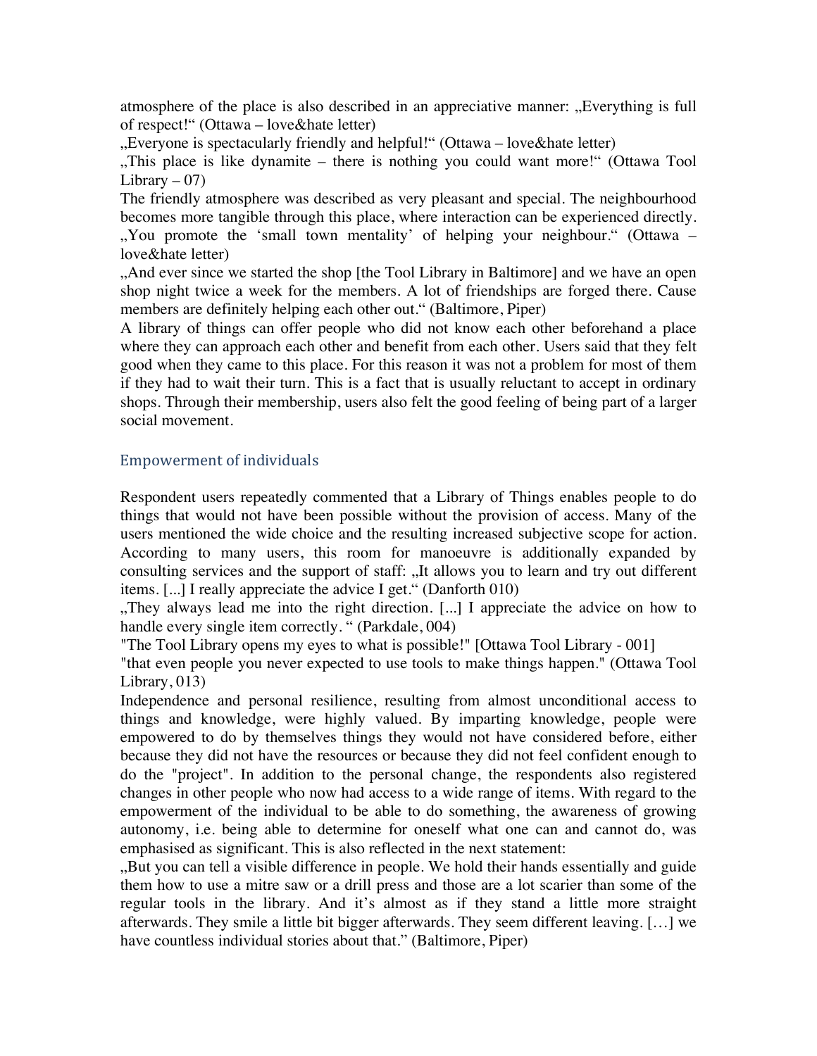atmosphere of the place is also described in an appreciative manner: „Everything is full of respect!“ (Ottawa – love&hate letter)

„Everyone is spectacularly friendly and helpful!“ (Ottawa – love&hate letter)

„This place is like dynamite – there is nothing you could want more!“ (Ottawa Tool Library – 07)

The friendly atmosphere was described as very pleasant and special. The neighbourhood becomes more tangible through this place, where interaction can be experienced directly.

„You promote the 'small town mentality' of helping your neighbour.“ (Ottawa – love&hate letter)

„And ever since we started the shop [the Tool Library in Baltimore] and we have an open shop night twice a week for the members. A lot of friendships are forged there. Cause members are definitely helping each other out.“ (Baltimore, Piper)

A library of things can offer people who did not know each other beforehand a place where they can approach each other and benefit from each other. Users said that they felt good when they came to this place. For this reason it was not a problem for most of them if they had to wait their turn. This is a fact that is usually reluctant to accept in ordinary shops. Through their membership, users also felt the good feeling of being part of a larger social movement.

## Empowerment of individuals

Respondent users repeatedly commented that a Library of Things enables people to do things that would not have been possible without the provision of access. Many of the users mentioned the wide choice and the resulting increased subjective scope for action. According to many users, this room for manoeuvre is additionally expanded by consulting services and the support of staff: „It allows you to learn and try out different items. [...] I really appreciate the advice I get.“ (Danforth 010)

„They always lead me into the right direction. [...] I appreciate the advice on how to handle every single item correctly. “ (Parkdale, 004)

"The Tool Library opens my eyes to what is possible!" [Ottawa Tool Library - 001]

"that even people you never expected to use tools to make things happen." (Ottawa Tool Library, 013)

Independence and personal resilience, resulting from almost unconditional access to things and knowledge, were highly valued. By imparting knowledge, people were empowered to do by themselves things they would not have considered before, either because they did not have the resources or because they did not feel confident enough to do the "project". In addition to the personal change, the respondents also registered changes in other people who now had access to a wide range of items. With regard to the empowerment of the individual to be able to do something, the awareness of growing autonomy, i.e. being able to determine for oneself what one can and cannot do, was emphasised as significant. This is also reflected in the next statement:

„But you can tell a visible difference in people. We hold their hands essentially and guide them how to use a mitre saw or a drill press and those are a lot scarier than some of the regular tools in the library. And it's almost as if they stand a little more straight afterwards. They smile a little bit bigger afterwards. They seem different leaving. […] we have countless individual stories about that.” (Baltimore, Piper)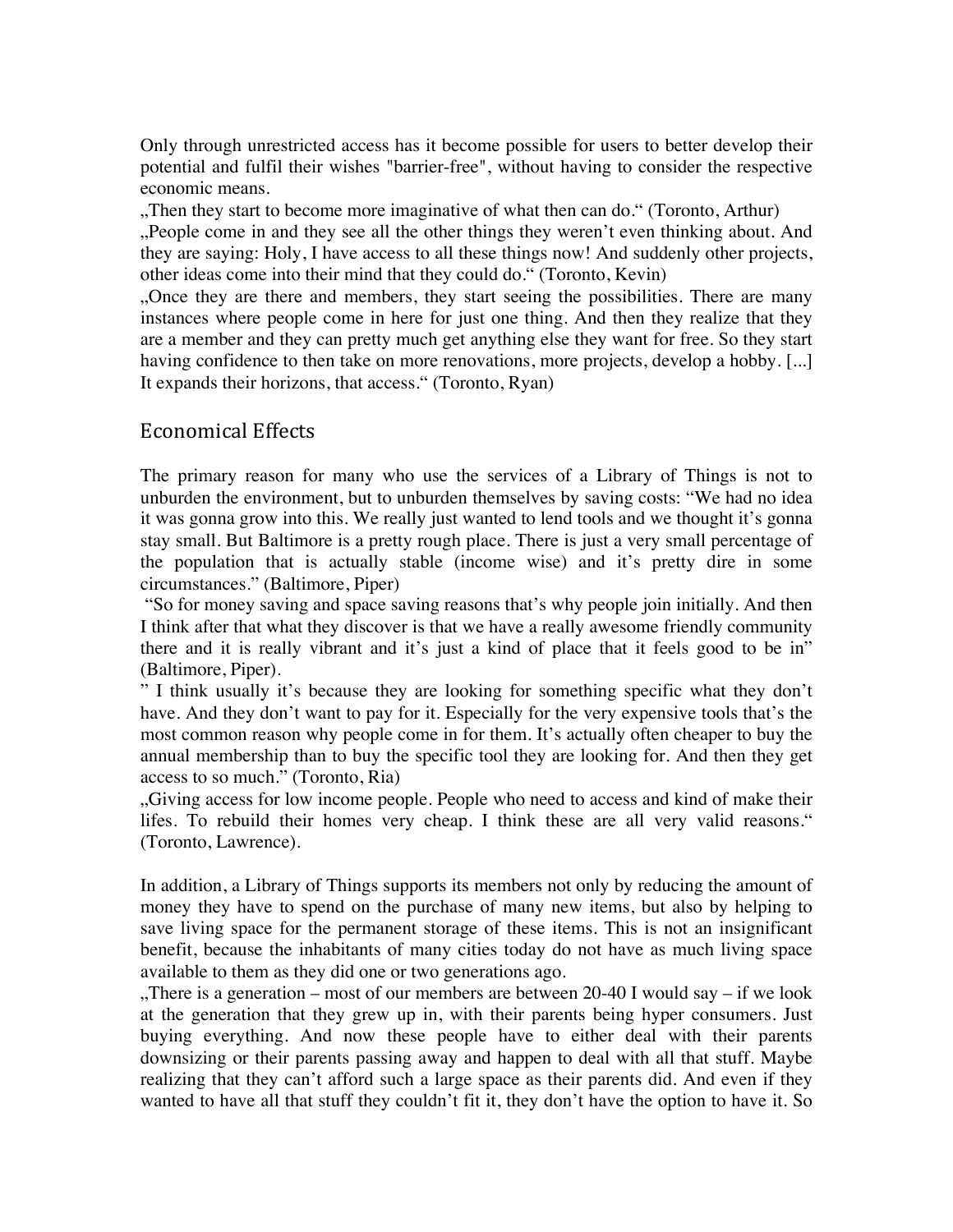Only through unrestricted access has it become possible for users to better develop their potential and fulfil their wishes "barrier-free", without having to consider the respective economic means.

„Then they start to become more imaginative of what then can do." (Toronto, Arthur)

„People come in and they see all the other things they weren't even thinking about. And they are saying: Holy, I have access to all these things now! And suddenly other projects, other ideas come into their mind that they could do." (Toronto, Kevin)

„Once they are there and members, they start seeing the possibilities. There are many instances where people come in here for just one thing. And then they realize that they are a member and they can pretty much get anything else they want for free. So they start having confidence to then take on more renovations, more projects, develop a hobby. [...] It expands their horizons, that access." (Toronto, Ryan)

## Economical Effects

The primary reason for many who use the services of a Library of Things is not to unburden the environment, but to unburden themselves by saving costs: "We had no idea it was gonna grow into this. We really just wanted to lend tools and we thought it's gonna stay small. But Baltimore is a pretty rough place. There is just a very small percentage of the population that is actually stable (income wise) and it's pretty dire in some circumstances." (Baltimore, Piper)

"So for money saving and space saving reasons that's why people join initially. And then I think after that what they discover is that we have a really awesome friendly community there and it is really vibrant and it's just a kind of place that it feels good to be in" (Baltimore, Piper).

" I think usually it's because they are looking for something specific what they don't have. And they don't want to pay for it. Especially for the very expensive tools that's the most common reason why people come in for them. It's actually often cheaper to buy the annual membership than to buy the specific tool they are looking for. And then they get access to so much." (Toronto, Ria)

„Giving access for low income people. People who need to access and kind of make their lifes. To rebuild their homes very cheap. I think these are all very valid reasons." (Toronto, Lawrence).

In addition, a Library of Things supports its members not only by reducing the amount of money they have to spend on the purchase of many new items, but also by helping to save living space for the permanent storage of these items. This is not an insignificant benefit, because the inhabitants of many cities today do not have as much living space available to them as they did one or two generations ago.

„There is a generation – most of our members are between 20-40 I would say – if we look at the generation that they grew up in, with their parents being hyper consumers. Just buying everything. And now these people have to either deal with their parents downsizing or their parents passing away and happen to deal with all that stuff. Maybe realizing that they can't afford such a large space as their parents did. And even if they wanted to have all that stuff they couldn't fit it, they don't have the option to have it. So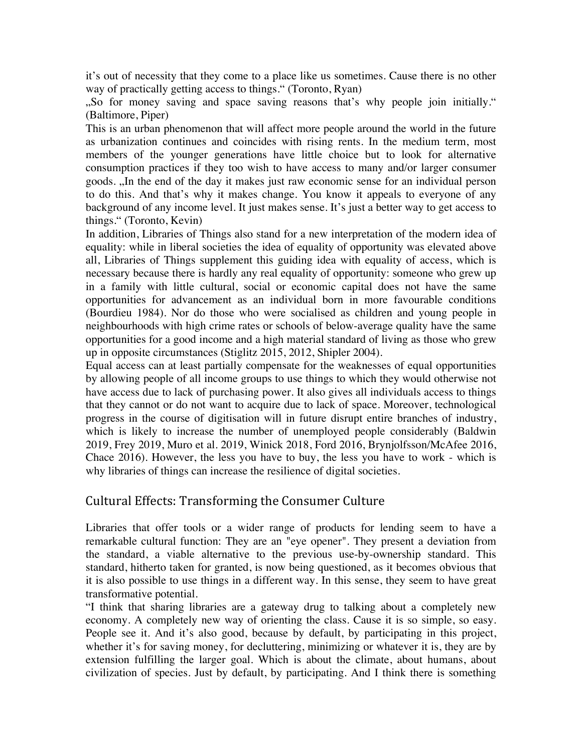it's out of necessity that they come to a place like us sometimes. Cause there is no other way of practically getting access to things." (Toronto, Ryan)

„So for money saving and space saving reasons that's why people join initially." (Baltimore, Piper)

This is an urban phenomenon that will affect more people around the world in the future as urbanization continues and coincides with rising rents. In the medium term, most members of the younger generations have little choice but to look for alternative consumption practices if they too wish to have access to many and/or larger consumer goods. „In the end of the day it makes just raw economic sense for an individual person to do this. And that's why it makes change. You know it appeals to everyone of any background of any income level. It just makes sense. It's just a better way to get access to things." (Toronto, Kevin)

In addition, Libraries of Things also stand for a new interpretation of the modern idea of equality: while in liberal societies the idea of equality of opportunity was elevated above all, Libraries of Things supplement this guiding idea with equality of access, which is necessary because there is hardly any real equality of opportunity: someone who grew up in a family with little cultural, social or economic capital does not have the same opportunities for advancement as an individual born in more favourable conditions (Bourdieu 1984). Nor do those who were socialised as children and young people in neighbourhoods with high crime rates or schools of below-average quality have the same opportunities for a good income and a high material standard of living as those who grew up in opposite circumstances (Stiglitz 2015, 2012, Shipler 2004).

Equal access can at least partially compensate for the weaknesses of equal opportunities by allowing people of all income groups to use things to which they would otherwise not have access due to lack of purchasing power. It also gives all individuals access to things that they cannot or do not want to acquire due to lack of space. Moreover, technological progress in the course of digitisation will in future disrupt entire branches of industry, which is likely to increase the number of unemployed people considerably (Baldwin 2019, Frey 2019, Muro et al. 2019, Winick 2018, Ford 2016, Brynjolfsson/McAfee 2016, Chace 2016). However, the less you have to buy, the less you have to work - which is why libraries of things can increase the resilience of digital societies.

## Cultural Effects: Transforming the Consumer Culture

Libraries that offer tools or a wider range of products for lending seem to have a remarkable cultural function: They are an "eye opener". They present a deviation from the standard, a viable alternative to the previous use-by-ownership standard. This standard, hitherto taken for granted, is now being questioned, as it becomes obvious that it is also possible to use things in a different way. In this sense, they seem to have great transformative potential.

"I think that sharing libraries are a gateway drug to talking about a completely new economy. A completely new way of orienting the class. Cause it is so simple, so easy. People see it. And it's also good, because by default, by participating in this project, whether it's for saving money, for decluttering, minimizing or whatever it is, they are by extension fulfilling the larger goal. Which is about the climate, about humans, about civilization of species. Just by default, by participating. And I think there is something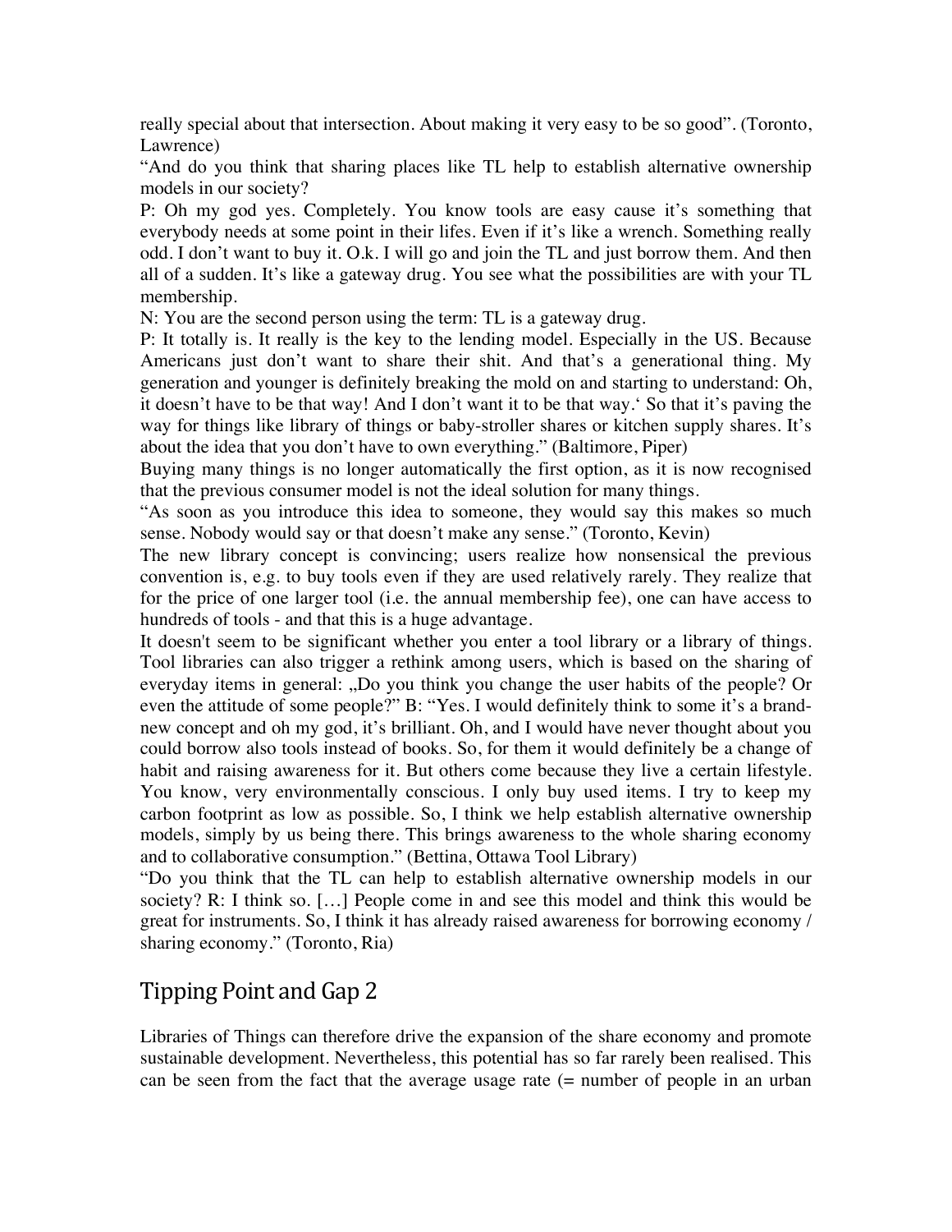really special about that intersection. About making it very easy to be so good". (Toronto, Lawrence)

"And do you think that sharing places like TL help to establish alternative ownership models in our society?

P: Oh my god yes. Completely. You know tools are easy cause it's something that everybody needs at some point in their lifes. Even if it's like a wrench. Something really odd. I don't want to buy it. O.k. I will go and join the TL and just borrow them. And then all of a sudden. It's like a gateway drug. You see what the possibilities are with your TL membership.

N: You are the second person using the term: TL is a gateway drug.

P: It totally is. It really is the key to the lending model. Especially in the US. Because Americans just don't want to share their shit. And that's a generational thing. My generation and younger is definitely breaking the mold on and starting to understand: Oh, it doesn't have to be that way! And I don't want it to be that way.' So that it's paving the way for things like library of things or baby-stroller shares or kitchen supply shares. It's about the idea that you don't have to own everything." (Baltimore, Piper)

Buying many things is no longer automatically the first option, as it is now recognised that the previous consumer model is not the ideal solution for many things.

"As soon as you introduce this idea to someone, they would say this makes so much sense. Nobody would say or that doesn't make any sense." (Toronto, Kevin)

The new library concept is convincing; users realize how nonsensical the previous convention is, e.g. to buy tools even if they are used relatively rarely. They realize that for the price of one larger tool (i.e. the annual membership fee), one can have access to hundreds of tools - and that this is a huge advantage.

It doesn't seem to be significant whether you enter a tool library or a library of things. Tool libraries can also trigger a rethink among users, which is based on the sharing of everyday items in general: „Do you think you change the user habits of the people? Or even the attitude of some people?" B: "Yes. I would definitely think to some it's a brand-new concept and oh my god, it's brilliant. Oh, and I would have never thought about you could borrow also tools instead of books. So, for them it would definitely be a change of habit and raising awareness for it. But others come because they live a certain lifestyle. You know, very environmentally conscious. I only buy used items. I try to keep my carbon footprint as low as possible. So, I think we help establish alternative ownership models, simply by us being there. This brings awareness to the whole sharing economy and to collaborative consumption." (Bettina, Ottawa Tool Library)

"Do you think that the TL can help to establish alternative ownership models in our society? R: I think so. […] People come in and see this model and think this would be great for instruments. So, I think it has already raised awareness for borrowing economy / sharing economy." (Toronto, Ria)

## Tipping Point and Gap 2

Libraries of Things can therefore drive the expansion of the share economy and promote sustainable development. Nevertheless, this potential has so far rarely been realised. This can be seen from the fact that the average usage rate (= number of people in an urban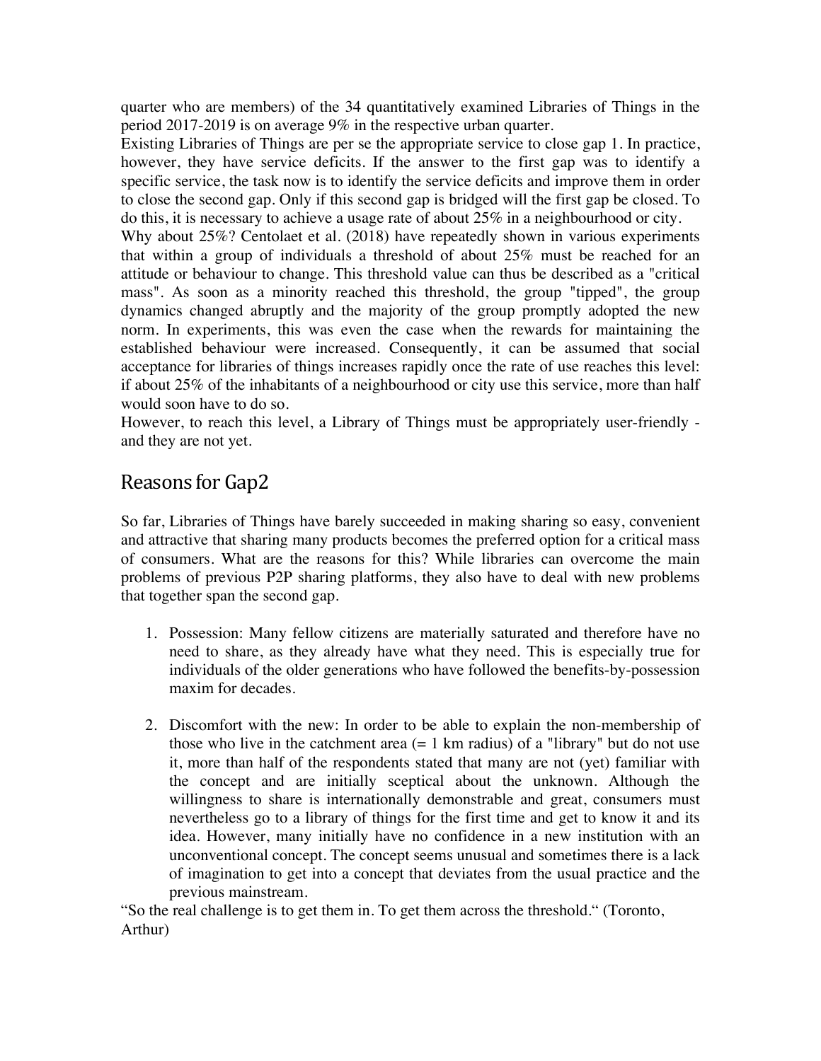quarter who are members) of the 34 quantitatively examined Libraries of Things in the period 2017-2019 is on average 9% in the respective urban quarter.

Existing Libraries of Things are per se the appropriate service to close gap 1. In practice, however, they have service deficits. If the answer to the first gap was to identify a specific service, the task now is to identify the service deficits and improve them in order to close the second gap. Only if this second gap is bridged will the first gap be closed. To do this, it is necessary to achieve a usage rate of about 25% in a neighbourhood or city.

Why about 25%? Centolaet et al. (2018) have repeatedly shown in various experiments that within a group of individuals a threshold of about 25% must be reached for an attitude or behaviour to change. This threshold value can thus be described as a "critical mass". As soon as a minority reached this threshold, the group "tipped", the group dynamics changed abruptly and the majority of the group promptly adopted the new norm. In experiments, this was even the case when the rewards for maintaining the established behaviour were increased. Consequently, it can be assumed that social acceptance for libraries of things increases rapidly once the rate of use reaches this level: if about 25% of the inhabitants of a neighbourhood or city use this service, more than half would soon have to do so.

However, to reach this level, a Library of Things must be appropriately user-friendly - and they are not yet.

## Reasons for Gap2

So far, Libraries of Things have barely succeeded in making sharing so easy, convenient and attractive that sharing many products becomes the preferred option for a critical mass of consumers. What are the reasons for this? While libraries can overcome the main problems of previous P2P sharing platforms, they also have to deal with new problems that together span the second gap.

1. Possession: Many fellow citizens are materially saturated and therefore have no need to share, as they already have what they need. This is especially true for individuals of the older generations who have followed the benefits-by-possession maxim for decades.

2. Discomfort with the new: In order to be able to explain the non-membership of those who live in the catchment area (= 1 km radius) of a "library" but do not use it, more than half of the respondents stated that many are not (yet) familiar with the concept and are initially sceptical about the unknown. Although the willingness to share is internationally demonstrable and great, consumers must nevertheless go to a library of things for the first time and get to know it and its idea. However, many initially have no confidence in a new institution with an unconventional concept. The concept seems unusual and sometimes there is a lack of imagination to get into a concept that deviates from the usual practice and the previous mainstream.

"So the real challenge is to get them in. To get them across the threshold." (Toronto, Arthur)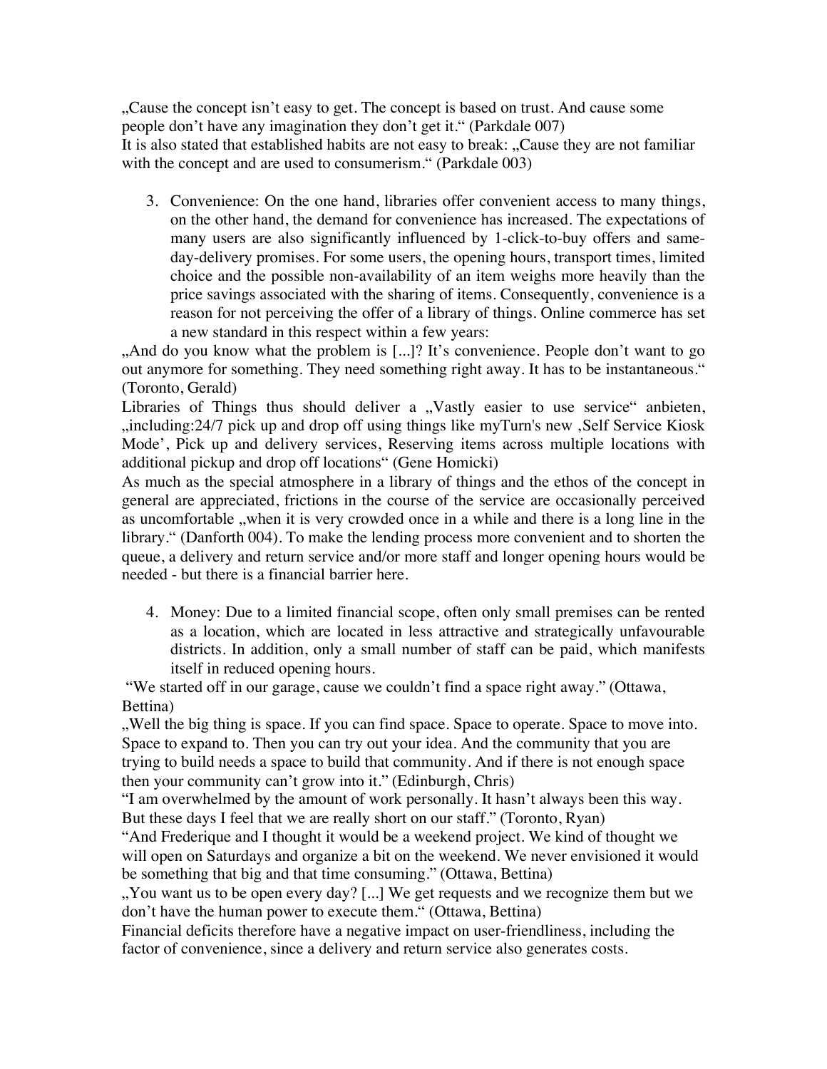„Cause the concept isn't easy to get. The concept is based on trust. And cause some people don't have any imagination they don't get it." (Parkdale 007)
It is also stated that established habits are not easy to break: „Cause they are not familiar with the concept and are used to consumerism." (Parkdale 003)

3. Convenience: On the one hand, libraries offer convenient access to many things, on the other hand, the demand for convenience has increased. The expectations of many users are also significantly influenced by 1-click-to-buy offers and same-day-delivery promises. For some users, the opening hours, transport times, limited choice and the possible non-availability of an item weighs more heavily than the price savings associated with the sharing of items. Consequently, convenience is a reason for not perceiving the offer of a library of things. Online commerce has set a new standard in this respect within a few years:

„And do you know what the problem is [...]? It's convenience. People don't want to go out anymore for something. They need something right away. It has to be instantaneous." (Toronto, Gerald)
Libraries of Things thus should deliver a „Vastly easier to use service" anbieten, „including:24/7 pick up and drop off using things like myTurn's new ‚Self Service Kiosk Mode', Pick up and delivery services, Reserving items across multiple locations with additional pickup and drop off locations" (Gene Homicki)
As much as the special atmosphere in a library of things and the ethos of the concept in general are appreciated, frictions in the course of the service are occasionally perceived as uncomfortable „when it is very crowded once in a while and there is a long line in the library." (Danforth 004). To make the lending process more convenient and to shorten the queue, a delivery and return service and/or more staff and longer opening hours would be needed - but there is a financial barrier here.

4. Money: Due to a limited financial scope, often only small premises can be rented as a location, which are located in less attractive and strategically unfavourable districts. In addition, only a small number of staff can be paid, which manifests itself in reduced opening hours.

"We started off in our garage, cause we couldn't find a space right away." (Ottawa, Bettina)
„Well the big thing is space. If you can find space. Space to operate. Space to move into. Space to expand to. Then you can try out your idea. And the community that you are trying to build needs a space to build that community. And if there is not enough space then your community can't grow into it." (Edinburgh, Chris)
"I am overwhelmed by the amount of work personally. It hasn't always been this way. But these days I feel that we are really short on our staff." (Toronto, Ryan)
"And Frederique and I thought it would be a weekend project. We kind of thought we will open on Saturdays and organize a bit on the weekend. We never envisioned it would be something that big and that time consuming." (Ottawa, Bettina)
„You want us to be open every day? [...] We get requests and we recognize them but we don't have the human power to execute them." (Ottawa, Bettina)
Financial deficits therefore have a negative impact on user-friendliness, including the factor of convenience, since a delivery and return service also generates costs.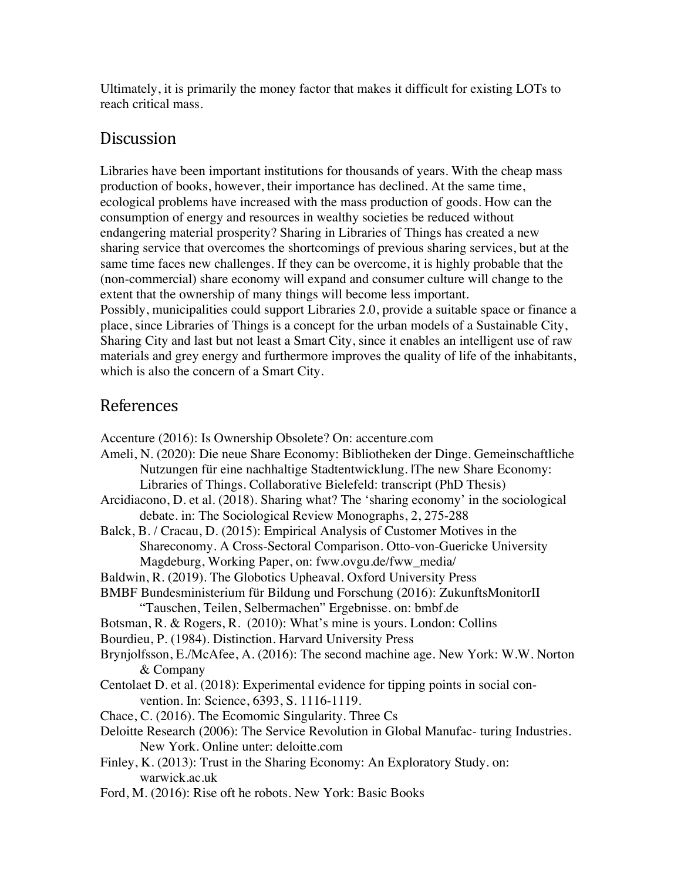Ultimately, it is primarily the money factor that makes it difficult for existing LOTs to reach critical mass.

## Discussion

Libraries have been important institutions for thousands of years. With the cheap mass production of books, however, their importance has declined. At the same time, ecological problems have increased with the mass production of goods. How can the consumption of energy and resources in wealthy societies be reduced without endangering material prosperity? Sharing in Libraries of Things has created a new sharing service that overcomes the shortcomings of previous sharing services, but at the same time faces new challenges. If they can be overcome, it is highly probable that the (non-commercial) share economy will expand and consumer culture will change to the extent that the ownership of many things will become less important.
Possibly, municipalities could support Libraries 2.0, provide a suitable space or finance a place, since Libraries of Things is a concept for the urban models of a Sustainable City, Sharing City and last but not least a Smart City, since it enables an intelligent use of raw materials and grey energy and furthermore improves the quality of life of the inhabitants, which is also the concern of a Smart City.

## References

Accenture (2016): Is Ownership Obsolete? On: accenture.com

Ameli, N. (2020): Die neue Share Economy: Bibliotheken der Dinge. Gemeinschaftliche Nutzungen für eine nachhaltige Stadtentwicklung. |The new Share Economy: Libraries of Things. Collaborative Bielefeld: transcript (PhD Thesis)

Arcidiacono, D. et al. (2018). Sharing what? The 'sharing economy' in the sociological debate. in: The Sociological Review Monographs, 2, 275-288

Balck, B. / Cracau, D. (2015): Empirical Analysis of Customer Motives in the Shareconomy. A Cross-Sectoral Comparison. Otto-von-Guericke University Magdeburg, Working Paper, on: fww.ovgu.de/fww_media/

Baldwin, R. (2019). The Globotics Upheaval. Oxford University Press

BMBF Bundesministerium für Bildung und Forschung (2016): ZukunftsMonitorII "Tauschen, Teilen, Selbermachen" Ergebnisse. on: bmbf.de

Botsman, R. & Rogers, R. (2010): What's mine is yours. London: Collins

Bourdieu, P. (1984). Distinction. Harvard University Press

Brynjolfsson, E./McAfee, A. (2016): The second machine age. New York: W.W. Norton & Company

Centolaet D. et al. (2018): Experimental evidence for tipping points in social con-vention. In: Science, 6393, S. 1116-1119.

Chace, C. (2016). The Ecomomic Singularity. Three Cs

Deloitte Research (2006): The Service Revolution in Global Manufac- turing Industries. New York. Online unter: deloitte.com

Finley, K. (2013): Trust in the Sharing Economy: An Exploratory Study. on: warwick.ac.uk

Ford, M. (2016): Rise oft he robots. New York: Basic Books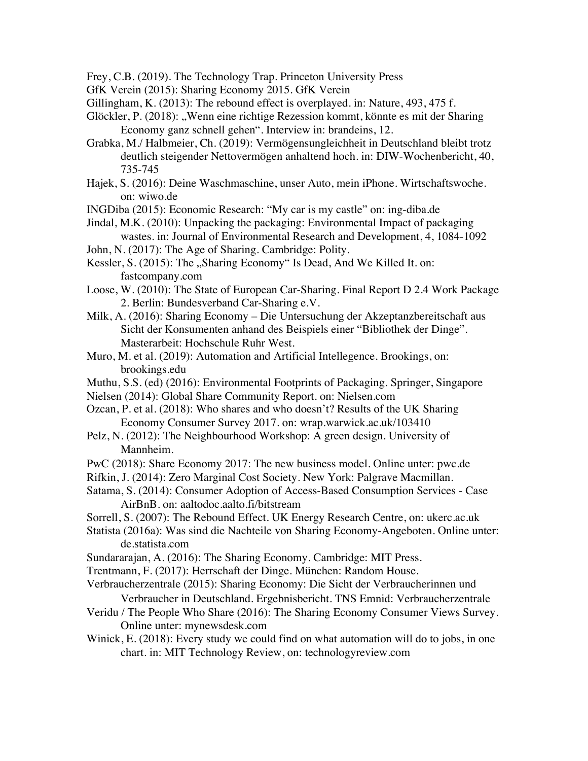Frey, C.B. (2019). The Technology Trap. Princeton University Press

GfK Verein (2015): Sharing Economy 2015. GfK Verein

Gillingham, K. (2013): The rebound effect is overplayed. in: Nature, 493, 475 f.

Glöckler, P. (2018): „Wenn eine richtige Rezession kommt, könnte es mit der Sharing Economy ganz schnell gehen". Interview in: brandeins, 12.

Grabka, M./ Halbmeier, Ch. (2019): Vermögensungleichheit in Deutschland bleibt trotz deutlich steigender Nettovermögen anhaltend hoch. in: DIW-Wochenbericht, 40, 735-745

Hajek, S. (2016): Deine Waschmaschine, unser Auto, mein iPhone. Wirtschaftswoche. on: wiwo.de

INGDiba (2015): Economic Research: "My car is my castle" on: ing-diba.de

Jindal, M.K. (2010): Unpacking the packaging: Environmental Impact of packaging wastes. in: Journal of Environmental Research and Development, 4, 1084-1092

John, N. (2017): The Age of Sharing. Cambridge: Polity.

Kessler, S. (2015): The „Sharing Economy" Is Dead, And We Killed It. on: fastcompany.com

Loose, W. (2010): The State of European Car-Sharing. Final Report D 2.4 Work Package 2. Berlin: Bundesverband Car-Sharing e.V.

Milk, A. (2016): Sharing Economy – Die Untersuchung der Akzeptanzbereitschaft aus Sicht der Konsumenten anhand des Beispiels einer "Bibliothek der Dinge". Masterarbeit: Hochschule Ruhr West.

Muro, M. et al. (2019): Automation and Artificial Intellegence. Brookings, on: brookings.edu

Muthu, S.S. (ed) (2016): Environmental Footprints of Packaging. Springer, Singapore

Nielsen (2014): Global Share Community Report. on: Nielsen.com

Ozcan, P. et al. (2018): Who shares and who doesn't? Results of the UK Sharing Economy Consumer Survey 2017. on: wrap.warwick.ac.uk/103410

Pelz, N. (2012): The Neighbourhood Workshop: A green design. University of Mannheim.

PwC (2018): Share Economy 2017: The new business model. Online unter: pwc.de

Rifkin, J. (2014): Zero Marginal Cost Society. New York: Palgrave Macmillan.

Satama, S. (2014): Consumer Adoption of Access-Based Consumption Services - Case AirBnB. on: aaltodoc.aalto.fi/bitstream

Sorrell, S. (2007): The Rebound Effect. UK Energy Research Centre, on: ukerc.ac.uk

Statista (2016a): Was sind die Nachteile von Sharing Economy-Angeboten. Online unter: de.statista.com

Sundararajan, A. (2016): The Sharing Economy. Cambridge: MIT Press.

Trentmann, F. (2017): Herrschaft der Dinge. München: Random House.

Verbraucherzentrale (2015): Sharing Economy: Die Sicht der Verbraucherinnen und Verbraucher in Deutschland. Ergebnisbericht. TNS Emnid: Verbraucherzentrale

Veridu / The People Who Share (2016): The Sharing Economy Consumer Views Survey. Online unter: mynewsdesk.com

Winick, E. (2018): Every study we could find on what automation will do to jobs, in one chart. in: MIT Technology Review, on: technologyreview.com